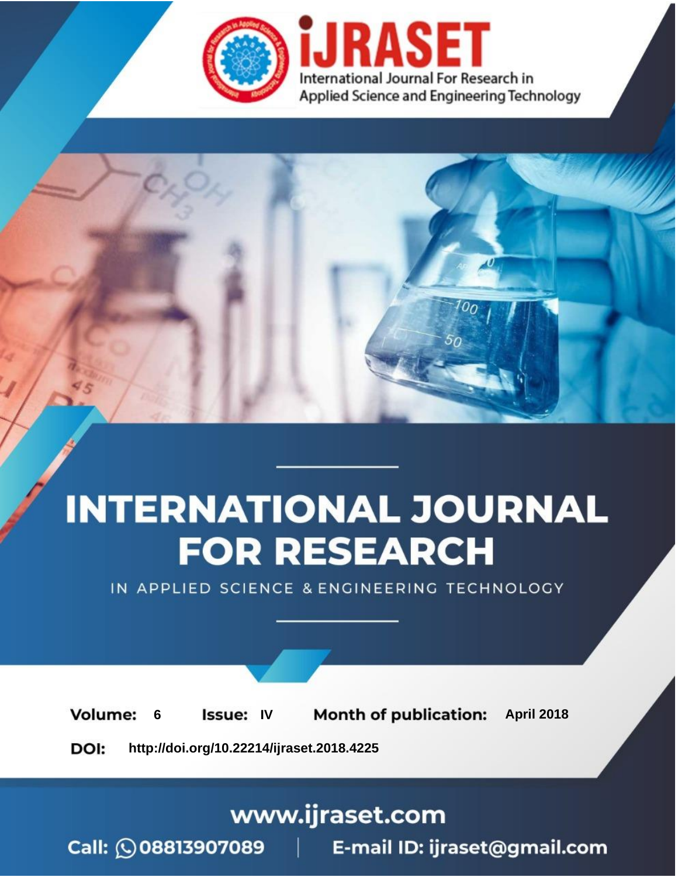# INTERNATIONAL JOURNAL FOR RESEARCH

IN APPLIED SCIENCE & ENGINEERING TECHNOLOGY

**Volume:** 6 **Issue:** IV **Month of publication:** April 2018

**DOI:** http://doi.org/10.22214/ijraset.2018.4225

www.ijraset.com

Call: 08813907089 | E-mail ID: ijraset@gmail.com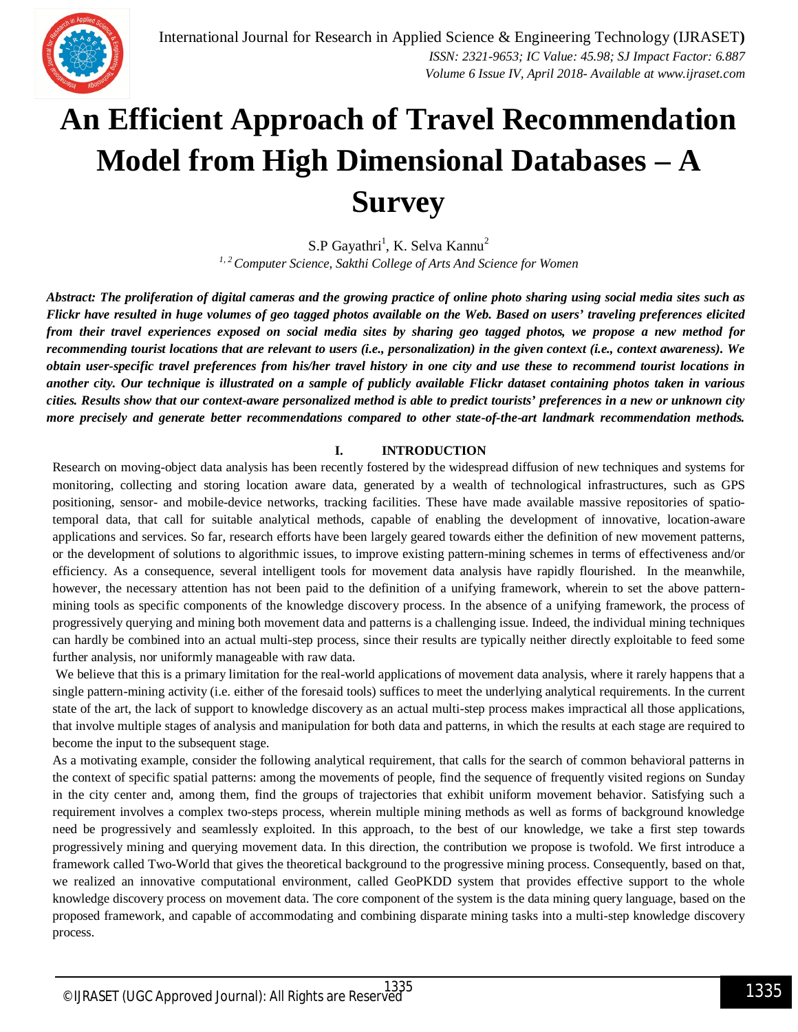# An Efficient Approach of Travel Recommendation Model from High Dimensional Databases – A Survey

S.P Gayathri[1], K. Selva Kannu[2]

[1, 2] *Computer Science, Sakthi College of Arts And Science for Women*

***Abstract:** The proliferation of digital cameras and the growing practice of online photo sharing using social media sites such as Flickr have resulted in huge volumes of geo tagged photos available on the Web. Based on users' traveling preferences elicited from their travel experiences exposed on social media sites by sharing geo tagged photos, we propose a new method for recommending tourist locations that are relevant to users (i.e., personalization) in the given context (i.e., context awareness). We obtain user-specific travel preferences from his/her travel history in one city and use these to recommend tourist locations in another city. Our technique is illustrated on a sample of publicly available Flickr dataset containing photos taken in various cities. Results show that our context-aware personalized method is able to predict tourists' preferences in a new or unknown city more precisely and generate better recommendations compared to other state-of-the-art landmark recommendation methods.*

## I. INTRODUCTION

Research on moving-object data analysis has been recently fostered by the widespread diffusion of new techniques and systems for monitoring, collecting and storing location aware data, generated by a wealth of technological infrastructures, such as GPS positioning, sensor- and mobile-device networks, tracking facilities. These have made available massive repositories of spatio-temporal data, that call for suitable analytical methods, capable of enabling the development of innovative, location-aware applications and services. So far, research efforts have been largely geared towards either the definition of new movement patterns, or the development of solutions to algorithmic issues, to improve existing pattern-mining schemes in terms of effectiveness and/or efficiency. As a consequence, several intelligent tools for movement data analysis have rapidly flourished. In the meanwhile, however, the necessary attention has not been paid to the definition of a unifying framework, wherein to set the above pattern-mining tools as specific components of the knowledge discovery process. In the absence of a unifying framework, the process of progressively querying and mining both movement data and patterns is a challenging issue. Indeed, the individual mining techniques can hardly be combined into an actual multi-step process, since their results are typically neither directly exploitable to feed some further analysis, nor uniformly manageable with raw data.

We believe that this is a primary limitation for the real-world applications of movement data analysis, where it rarely happens that a single pattern-mining activity (i.e. either of the foresaid tools) suffices to meet the underlying analytical requirements. In the current state of the art, the lack of support to knowledge discovery as an actual multi-step process makes impractical all those applications, that involve multiple stages of analysis and manipulation for both data and patterns, in which the results at each stage are required to become the input to the subsequent stage.

As a motivating example, consider the following analytical requirement, that calls for the search of common behavioral patterns in the context of specific spatial patterns: among the movements of people, find the sequence of frequently visited regions on Sunday in the city center and, among them, find the groups of trajectories that exhibit uniform movement behavior. Satisfying such a requirement involves a complex two-steps process, wherein multiple mining methods as well as forms of background knowledge need be progressively and seamlessly exploited. In this approach, to the best of our knowledge, we take a first step towards progressively mining and querying movement data. In this direction, the contribution we propose is twofold. We first introduce a framework called Two-World that gives the theoretical background to the progressive mining process. Consequently, based on that, we realized an innovative computational environment, called GeoPKDD system that provides effective support to the whole knowledge discovery process on movement data. The core component of the system is the data mining query language, based on the proposed framework, and capable of accommodating and combining disparate mining tasks into a multi-step knowledge discovery process.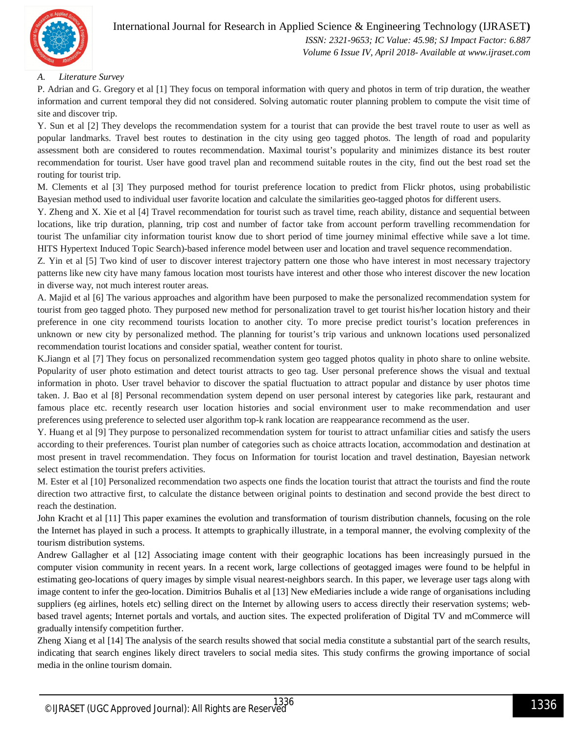### A. Literature Survey

P. Adrian and G. Gregory et al [1] They focus on temporal information with query and photos in term of trip duration, the weather information and current temporal they did not considered. Solving automatic router planning problem to compute the visit time of site and discover trip.

Y. Sun et al [2] They develops the recommendation system for a tourist that can provide the best travel route to user as well as popular landmarks. Travel best routes to destination in the city using geo tagged photos. The length of road and popularity assessment both are considered to routes recommendation. Maximal tourist's popularity and minimizes distance its best router recommendation for tourist. User have good travel plan and recommend suitable routes in the city, find out the best road set the routing for tourist trip.

M. Clements et al [3] They purposed method for tourist preference location to predict from Flickr photos, using probabilistic Bayesian method used to individual user favorite location and calculate the similarities geo-tagged photos for different users.

Y. Zheng and X. Xie et al [4] Travel recommendation for tourist such as travel time, reach ability, distance and sequential between locations, like trip duration, planning, trip cost and number of factor take from account perform travelling recommendation for tourist The unfamiliar city information tourist know due to short period of time journey minimal effective while save a lot time. HITS Hypertext Induced Topic Search)-based inference model between user and location and travel sequence recommendation.

Z. Yin et al [5] Two kind of user to discover interest trajectory pattern one those who have interest in most necessary trajectory patterns like new city have many famous location most tourists have interest and other those who interest discover the new location in diverse way, not much interest router areas.

A. Majid et al [6] The various approaches and algorithm have been purposed to make the personalized recommendation system for tourist from geo tagged photo. They purposed new method for personalization travel to get tourist his/her location history and their preference in one city recommend tourists location to another city. To more precise predict tourist's location preferences in unknown or new city by personalized method. The planning for tourist's trip various and unknown locations used personalized recommendation tourist locations and consider spatial, weather content for tourist.

K.Jiangn et al [7] They focus on personalized recommendation system geo tagged photos quality in photo share to online website. Popularity of user photo estimation and detect tourist attracts to geo tag. User personal preference shows the visual and textual information in photo. User travel behavior to discover the spatial fluctuation to attract popular and distance by user photos time taken. J. Bao et al [8] Personal recommendation system depend on user personal interest by categories like park, restaurant and famous place etc. recently research user location histories and social environment user to make recommendation and user preferences using preference to selected user algorithm top-k rank location are reappearance recommend as the user.

Y. Huang et al [9] They purpose to personalized recommendation system for tourist to attract unfamiliar cities and satisfy the users according to their preferences. Tourist plan number of categories such as choice attracts location, accommodation and destination at most present in travel recommendation. They focus on Information for tourist location and travel destination, Bayesian network select estimation the tourist prefers activities.

M. Ester et al [10] Personalized recommendation two aspects one finds the location tourist that attract the tourists and find the route direction two attractive first, to calculate the distance between original points to destination and second provide the best direct to reach the destination.

John Kracht et al [11] This paper examines the evolution and transformation of tourism distribution channels, focusing on the role the Internet has played in such a process. It attempts to graphically illustrate, in a temporal manner, the evolving complexity of the tourism distribution systems.

Andrew Gallagher et al [12] Associating image content with their geographic locations has been increasingly pursued in the computer vision community in recent years. In a recent work, large collections of geotagged images were found to be helpful in estimating geo-locations of query images by simple visual nearest-neighbors search. In this paper, we leverage user tags along with image content to infer the geo-location. Dimitrios Buhalis et al [13] New eMediaries include a wide range of organisations including suppliers (eg airlines, hotels etc) selling direct on the Internet by allowing users to access directly their reservation systems; web-based travel agents; Internet portals and vortals, and auction sites. The expected proliferation of Digital TV and mCommerce will gradually intensify competition further.

Zheng Xiang et al [14] The analysis of the search results showed that social media constitute a substantial part of the search results, indicating that search engines likely direct travelers to social media sites. This study confirms the growing importance of social media in the online tourism domain.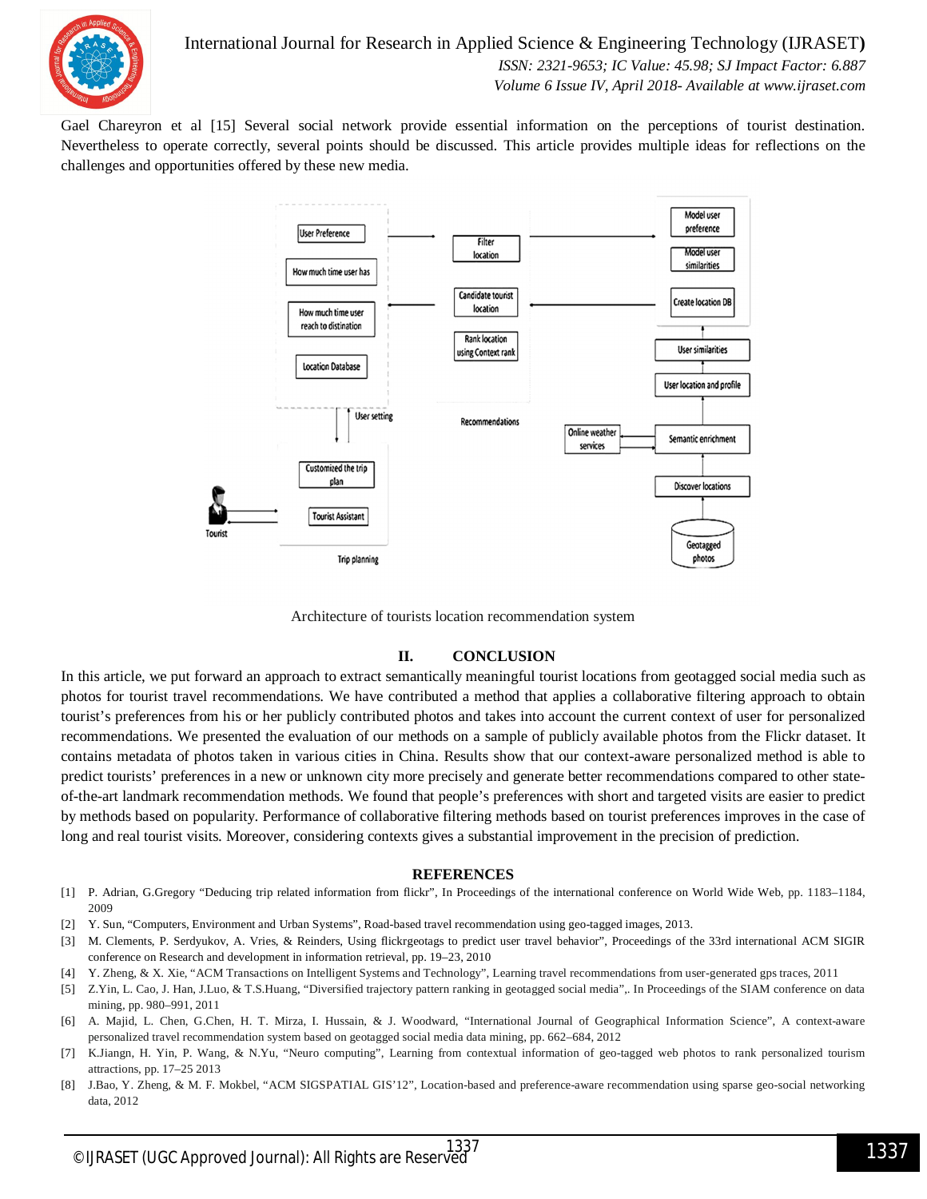Gael Chareyron et al [15] Several social network provide essential information on the perceptions of tourist destination. Nevertheless to operate correctly, several points should be discussed. This article provides multiple ideas for reflections on the challenges and opportunities offered by these new media.

Architecture of tourists location recommendation system

## II. CONCLUSION

In this article, we put forward an approach to extract semantically meaningful tourist locations from geotagged social media such as photos for tourist travel recommendations. We have contributed a method that applies a collaborative filtering approach to obtain tourist's preferences from his or her publicly contributed photos and takes into account the current context of user for personalized recommendations. We presented the evaluation of our methods on a sample of publicly available photos from the Flickr dataset. It contains metadata of photos taken in various cities in China. Results show that our context-aware personalized method is able to predict tourists' preferences in a new or unknown city more precisely and generate better recommendations compared to other state-of-the-art landmark recommendation methods. We found that people's preferences with short and targeted visits are easier to predict by methods based on popularity. Performance of collaborative filtering methods based on tourist preferences improves in the case of long and real tourist visits. Moreover, considering contexts gives a substantial improvement in the precision of prediction.

## REFERENCES

[1] P. Adrian, G.Gregory "Deducing trip related information from flickr", In Proceedings of the international conference on World Wide Web, pp. 1183–1184, 2009

[2] Y. Sun, "Computers, Environment and Urban Systems", Road-based travel recommendation using geo-tagged images, 2013.

[3] M. Clements, P. Serdyukov, A. Vries, & Reinders, Using flickrgeotags to predict user travel behavior", Proceedings of the 33rd international ACM SIGIR conference on Research and development in information retrieval, pp. 19–23, 2010

[4] Y. Zheng, & X. Xie, "ACM Transactions on Intelligent Systems and Technology", Learning travel recommendations from user-generated gps traces, 2011

[5] Z.Yin, L. Cao, J. Han, J.Luo, & T.S.Huang, "Diversified trajectory pattern ranking in geotagged social media",. In Proceedings of the SIAM conference on data mining, pp. 980–991, 2011

[6] A. Majid, L. Chen, G.Chen, H. T. Mirza, I. Hussain, & J. Woodward, "International Journal of Geographical Information Science", A context-aware personalized travel recommendation system based on geotagged social media data mining, pp. 662–684, 2012

[7] K.Jiangn, H. Yin, P. Wang, & N.Yu, "Neuro computing", Learning from contextual information of geo-tagged web photos to rank personalized tourism attractions, pp. 17–25 2013

[8] J.Bao, Y. Zheng, & M. F. Mokbel, "ACM SIGSPATIAL GIS'12", Location-based and preference-aware recommendation using sparse geo-social networking data, 2012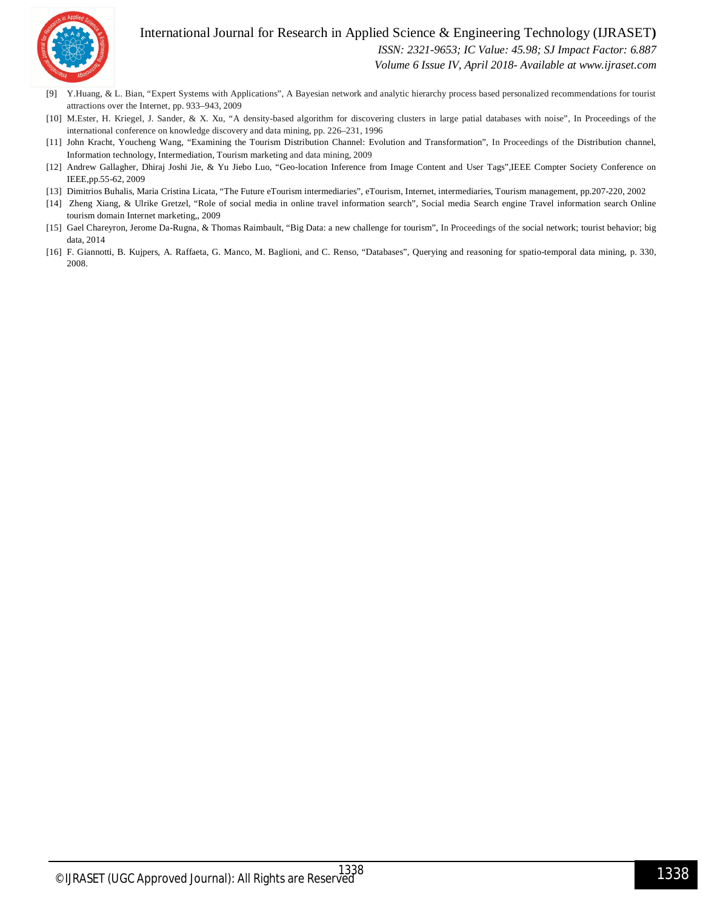[9] Y.Huang, & L. Bian, "Expert Systems with Applications", A Bayesian network and analytic hierarchy process based personalized recommendations for tourist attractions over the Internet, pp. 933–943, 2009

[10] M.Ester, H. Kriegel, J. Sander, & X. Xu, "A density-based algorithm for discovering clusters in large patial databases with noise", In Proceedings of the international conference on knowledge discovery and data mining, pp. 226–231, 1996

[11] John Kracht, Youcheng Wang, "Examining the Tourism Distribution Channel: Evolution and Transformation", In Proceedings of the Distribution channel, Information technology, Intermediation, Tourism marketing and data mining, 2009

[12] Andrew Gallagher, Dhiraj Joshi Jie, & Yu Jiebo Luo, "Geo-location Inference from Image Content and User Tags",IEEE Compter Society Conference on IEEE,pp.55-62, 2009

[13] Dimitrios Buhalis, Maria Cristina Licata, "The Future eTourism intermediaries", eTourism, Internet, intermediaries, Tourism management, pp.207-220, 2002

[14] Zheng Xiang, & Ulrike Gretzel, "Role of social media in online travel information search", Social media Search engine Travel information search Online tourism domain Internet marketing,, 2009

[15] Gael Chareyron, Jerome Da-Rugna, & Thomas Raimbault, "Big Data: a new challenge for tourism", In Proceedings of the social network; tourist behavior; big data, 2014

[16] F. Giannotti, B. Kujpers, A. Raffaeta, G. Manco, M. Baglioni, and C. Renso, "Databases", Querying and reasoning for spatio-temporal data mining, p. 330, 2008.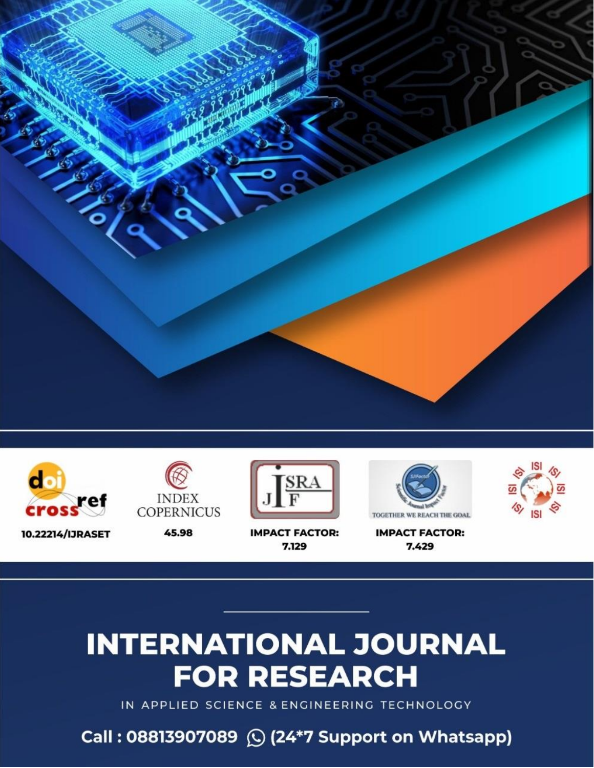10.22214/IJRASET

INDEX COPERNICUS

45.98

IMPACT FACTOR: 7.129

IMPACT FACTOR: 7.429

TOGETHER WE REACH THE GOAL

# INTERNATIONAL JOURNAL FOR RESEARCH

IN APPLIED SCIENCE & ENGINEERING TECHNOLOGY

Call : 08813907089 (24*7 Support on Whatsapp)